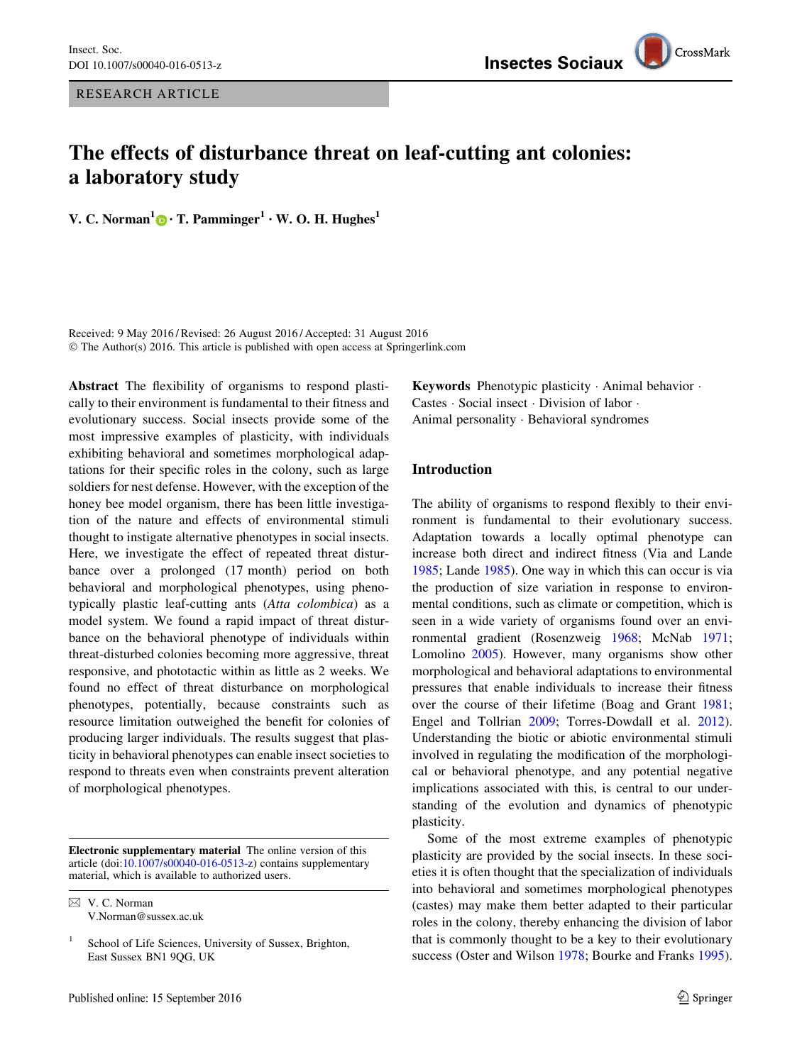RESEARCH ARTICLE

# The effects of disturbance threat on leaf-cutting ant colonies: a laboratory study

**V. C. Norman[1] · T. Pamminger[1] · W. O. H. Hughes[1]**

Received: 9 May 2016 / Revised: 26 August 2016 / Accepted: 31 August 2016
© The Author(s) 2016. This article is published with open access at Springerlink.com

**Abstract** The flexibility of organisms to respond plastically to their environment is fundamental to their fitness and evolutionary success. Social insects provide some of the most impressive examples of plasticity, with individuals exhibiting behavioral and sometimes morphological adaptations for their specific roles in the colony, such as large soldiers for nest defense. However, with the exception of the honey bee model organism, there has been little investigation of the nature and effects of environmental stimuli thought to instigate alternative phenotypes in social insects. Here, we investigate the effect of repeated threat disturbance over a prolonged (17 month) period on both behavioral and morphological phenotypes, using phenotypically plastic leaf-cutting ants (*Atta colombica*) as a model system. We found a rapid impact of threat disturbance on the behavioral phenotype of individuals within threat-disturbed colonies becoming more aggressive, threat responsive, and phototactic within as little as 2 weeks. We found no effect of threat disturbance on morphological phenotypes, potentially, because constraints such as resource limitation outweighed the benefit for colonies of producing larger individuals. The results suggest that plasticity in behavioral phenotypes can enable insect societies to respond to threats even when constraints prevent alteration of morphological phenotypes.

**Keywords** Phenotypic plasticity · Animal behavior · Castes · Social insect · Division of labor · Animal personality · Behavioral syndromes

## Introduction

The ability of organisms to respond flexibly to their environment is fundamental to their evolutionary success. Adaptation towards a locally optimal phenotype can increase both direct and indirect fitness (Via and Lande 1985; Lande 1985). One way in which this can occur is via the production of size variation in response to environmental conditions, such as climate or competition, which is seen in a wide variety of organisms found over an environmental gradient (Rosenzweig 1968; McNab 1971; Lomolino 2005). However, many organisms show other morphological and behavioral adaptations to environmental pressures that enable individuals to increase their fitness over the course of their lifetime (Boag and Grant 1981; Engel and Tollrian 2009; Torres-Dowdall et al. 2012). Understanding the biotic or abiotic environmental stimuli involved in regulating the modification of the morphological or behavioral phenotype, and any potential negative implications associated with this, is central to our understanding of the evolution and dynamics of phenotypic plasticity.

Some of the most extreme examples of phenotypic plasticity are provided by the social insects. In these societies it is often thought that the specialization of individuals into behavioral and sometimes morphological phenotypes (castes) may make them better adapted to their particular roles in the colony, thereby enhancing the division of labor that is commonly thought to be a key to their evolutionary success (Oster and Wilson 1978; Bourke and Franks 1995).

---

**Electronic supplementary material** The online version of this article (doi:10.1007/s00040-016-0513-z) contains supplementary material, which is available to authorized users.

✉ V. C. Norman
V.Norman@sussex.ac.uk

[1] School of Life Sciences, University of Sussex, Brighton, East Sussex BN1 9QG, UK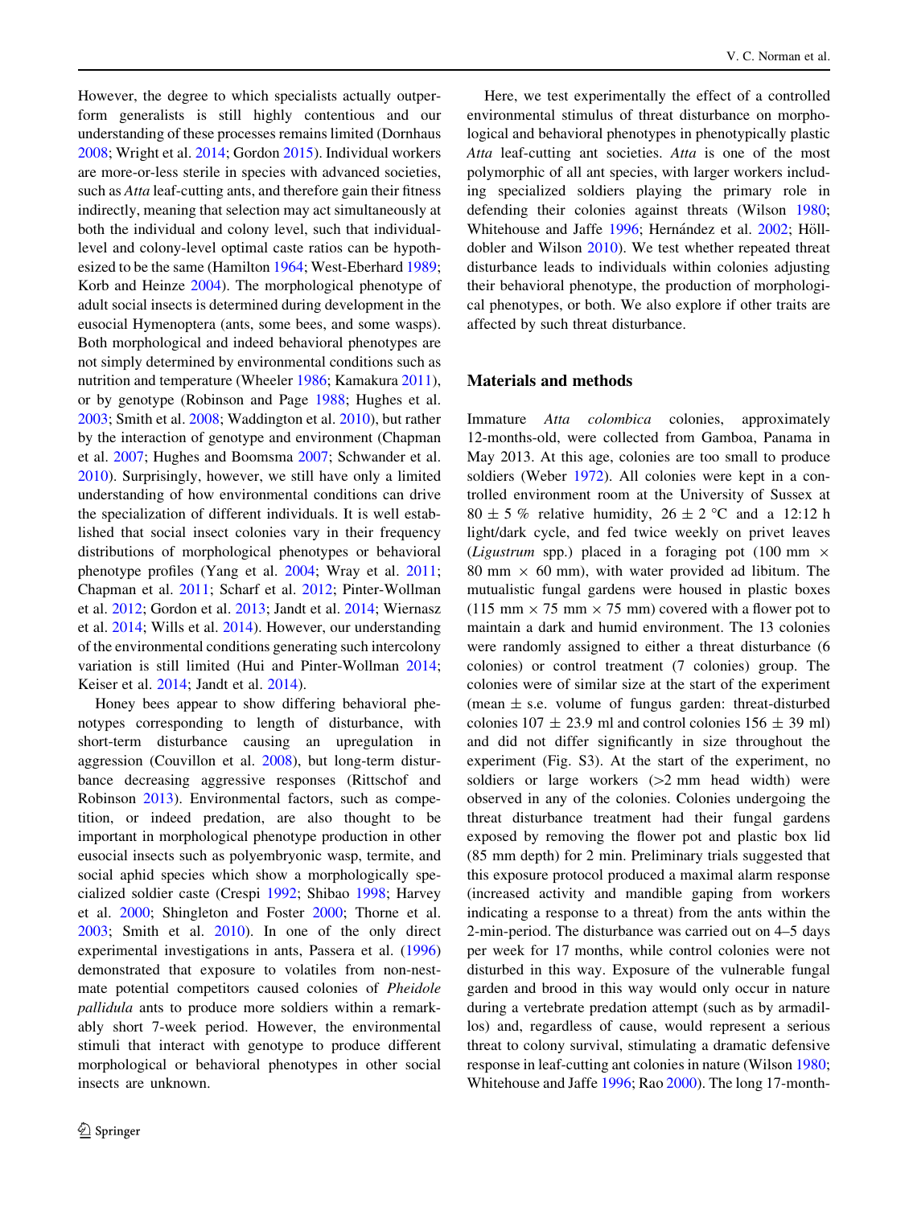However, the degree to which specialists actually outperform generalists is still highly contentious and our understanding of these processes remains limited (Dornhaus 2008; Wright et al. 2014; Gordon 2015). Individual workers are more-or-less sterile in species with advanced societies, such as *Atta* leaf-cutting ants, and therefore gain their fitness indirectly, meaning that selection may act simultaneously at both the individual and colony level, such that individual-level and colony-level optimal caste ratios can be hypothesized to be the same (Hamilton 1964; West-Eberhard 1989; Korb and Heinze 2004). The morphological phenotype of adult social insects is determined during development in the eusocial Hymenoptera (ants, some bees, and some wasps). Both morphological and indeed behavioral phenotypes are not simply determined by environmental conditions such as nutrition and temperature (Wheeler 1986; Kamakura 2011), or by genotype (Robinson and Page 1988; Hughes et al. 2003; Smith et al. 2008; Waddington et al. 2010), but rather by the interaction of genotype and environment (Chapman et al. 2007; Hughes and Boomsma 2007; Schwander et al. 2010). Surprisingly, however, we still have only a limited understanding of how environmental conditions can drive the specialization of different individuals. It is well established that social insect colonies vary in their frequency distributions of morphological phenotypes or behavioral phenotype profiles (Yang et al. 2004; Wray et al. 2011; Chapman et al. 2011; Scharf et al. 2012; Pinter-Wollman et al. 2012; Gordon et al. 2013; Jandt et al. 2014; Wiernasz et al. 2014; Wills et al. 2014). However, our understanding of the environmental conditions generating such intercolony variation is still limited (Hui and Pinter-Wollman 2014; Keiser et al. 2014; Jandt et al. 2014).

Honey bees appear to show differing behavioral phenotypes corresponding to length of disturbance, with short-term disturbance causing an upregulation in aggression (Couvillon et al. 2008), but long-term disturbance decreasing aggressive responses (Rittschof and Robinson 2013). Environmental factors, such as competition, or indeed predation, are also thought to be important in morphological phenotype production in other eusocial insects such as polyembryonic wasp, termite, and social aphid species which show a morphologically specialized soldier caste (Crespi 1992; Shibao 1998; Harvey et al. 2000; Shingleton and Foster 2000; Thorne et al. 2003; Smith et al. 2010). In one of the only direct experimental investigations in ants, Passera et al. (1996) demonstrated that exposure to volatiles from non-nestmate potential competitors caused colonies of *Pheidole pallidula* ants to produce more soldiers within a remarkably short 7-week period. However, the environmental stimuli that interact with genotype to produce different morphological or behavioral phenotypes in other social insects are unknown.

Here, we test experimentally the effect of a controlled environmental stimulus of threat disturbance on morphological and behavioral phenotypes in phenotypically plastic *Atta* leaf-cutting ant societies. *Atta* is one of the most polymorphic of all ant species, with larger workers including specialized soldiers playing the primary role in defending their colonies against threats (Wilson 1980; Whitehouse and Jaffe 1996; Hernández et al. 2002; Hölldobler and Wilson 2010). We test whether repeated threat disturbance leads to individuals within colonies adjusting their behavioral phenotype, the production of morphological phenotypes, or both. We also explore if other traits are affected by such threat disturbance.

## Materials and methods

Immature *Atta colombica* colonies, approximately 12-months-old, were collected from Gamboa, Panama in May 2013. At this age, colonies are too small to produce soldiers (Weber 1972). All colonies were kept in a controlled environment room at the University of Sussex at 80 ± 5 % relative humidity, 26 ± 2 °C and a 12:12 h light/dark cycle, and fed twice weekly on privet leaves (*Ligustrum* spp.) placed in a foraging pot (100 mm × 80 mm × 60 mm), with water provided ad libitum. The mutualistic fungal gardens were housed in plastic boxes (115 mm × 75 mm × 75 mm) covered with a flower pot to maintain a dark and humid environment. The 13 colonies were randomly assigned to either a threat disturbance (6 colonies) or control treatment (7 colonies) group. The colonies were of similar size at the start of the experiment (mean ± s.e. volume of fungus garden: threat-disturbed colonies 107 ± 23.9 ml and control colonies 156 ± 39 ml) and did not differ significantly in size throughout the experiment (Fig. S3). At the start of the experiment, no soldiers or large workers (>2 mm head width) were observed in any of the colonies. Colonies undergoing the threat disturbance treatment had their fungal gardens exposed by removing the flower pot and plastic box lid (85 mm depth) for 2 min. Preliminary trials suggested that this exposure protocol produced a maximal alarm response (increased activity and mandible gaping from workers indicating a response to a threat) from the ants within the 2-min-period. The disturbance was carried out on 4–5 days per week for 17 months, while control colonies were not disturbed in this way. Exposure of the vulnerable fungal garden and brood in this way would only occur in nature during a vertebrate predation attempt (such as by armadillos) and, regardless of cause, would represent a serious threat to colony survival, stimulating a dramatic defensive response in leaf-cutting ant colonies in nature (Wilson 1980; Whitehouse and Jaffe 1996; Rao 2000). The long 17-month-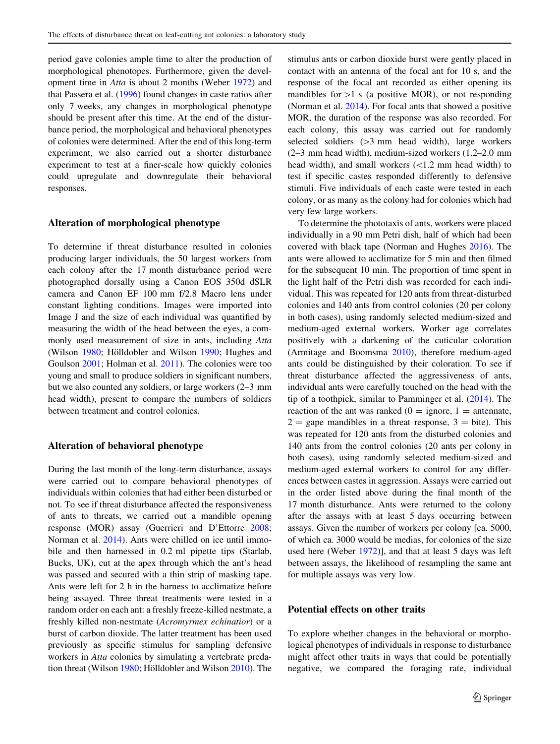period gave colonies ample time to alter the production of morphological phenotopes. Furthermore, given the development time in *Atta* is about 2 months (Weber 1972) and that Passera et al. (1996) found changes in caste ratios after only 7 weeks, any changes in morphological phenotype should be present after this time. At the end of the disturbance period, the morphological and behavioral phenotypes of colonies were determined. After the end of this long-term experiment, we also carried out a shorter disturbance experiment to test at a finer-scale how quickly colonies could upregulate and downregulate their behavioral responses.

## Alteration of morphological phenotype

To determine if threat disturbance resulted in colonies producing larger individuals, the 50 largest workers from each colony after the 17 month disturbance period were photographed dorsally using a Canon EOS 350d dSLR camera and Canon EF 100 mm f/2.8 Macro lens under constant lighting conditions. Images were imported into Image J and the size of each individual was quantified by measuring the width of the head between the eyes, a commonly used measurement of size in ants, including *Atta* (Wilson 1980; Hölldobler and Wilson 1990; Hughes and Goulson 2001; Holman et al. 2011). The colonies were too young and small to produce soldiers in significant numbers, but we also counted any soldiers, or large workers (2–3 mm head width), present to compare the numbers of soldiers between treatment and control colonies.

## Alteration of behavioral phenotype

During the last month of the long-term disturbance, assays were carried out to compare behavioral phenotypes of individuals within colonies that had either been disturbed or not. To see if threat disturbance affected the responsiveness of ants to threats, we carried out a mandible opening response (MOR) assay (Guerrieri and D'Ettorre 2008; Norman et al. 2014). Ants were chilled on ice until immobile and then harnessed in 0.2 ml pipette tips (Starlab, Bucks, UK), cut at the apex through which the ant's head was passed and secured with a thin strip of masking tape. Ants were left for 2 h in the harness to acclimatize before being assayed. Three threat treatments were tested in a random order on each ant: a freshly freeze-killed nestmate, a freshly killed non-nestmate (*Acromyrmex echinatior*) or a burst of carbon dioxide. The latter treatment has been used previously as specific stimulus for sampling defensive workers in *Atta* colonies by simulating a vertebrate predation threat (Wilson 1980; Hölldobler and Wilson 2010). The stimulus ants or carbon dioxide burst were gently placed in contact with an antenna of the focal ant for 10 s, and the response of the focal ant recorded as either opening its mandibles for >1 s (a positive MOR), or not responding (Norman et al. 2014). For focal ants that showed a positive MOR, the duration of the response was also recorded. For each colony, this assay was carried out for randomly selected soldiers (>3 mm head width), large workers (2–3 mm head width), medium-sized workers (1.2–2.0 mm head width), and small workers (<1.2 mm head width) to test if specific castes responded differently to defensive stimuli. Five individuals of each caste were tested in each colony, or as many as the colony had for colonies which had very few large workers.

To determine the phototaxis of ants, workers were placed individually in a 90 mm Petri dish, half of which had been covered with black tape (Norman and Hughes 2016). The ants were allowed to acclimatize for 5 min and then filmed for the subsequent 10 min. The proportion of time spent in the light half of the Petri dish was recorded for each individual. This was repeated for 120 ants from threat-disturbed colonies and 140 ants from control colonies (20 per colony in both cases), using randomly selected medium-sized and medium-aged external workers. Worker age correlates positively with a darkening of the cuticular coloration (Armitage and Boomsma 2010), therefore medium-aged ants could be distinguished by their coloration. To see if threat disturbance affected the aggressiveness of ants, individual ants were carefully touched on the head with the tip of a toothpick, similar to Pamminger et al. (2014). The reaction of the ant was ranked (0 = ignore, 1 = antennate, 2 = gape mandibles in a threat response, 3 = bite). This was repeated for 120 ants from the disturbed colonies and 140 ants from the control colonies (20 ants per colony in both cases), using randomly selected medium-sized and medium-aged external workers to control for any differences between castes in aggression. Assays were carried out in the order listed above during the final month of the 17 month disturbance. Ants were returned to the colony after the assays with at least 5 days occurring between assays. Given the number of workers per colony [ca. 5000, of which ca. 3000 would be medias, for colonies of the size used here (Weber 1972)], and that at least 5 days was left between assays, the likelihood of resampling the same ant for multiple assays was very low.

## Potential effects on other traits

To explore whether changes in the behavioral or morphological phenotypes of individuals in response to disturbance might affect other traits in ways that could be potentially negative, we compared the foraging rate, individual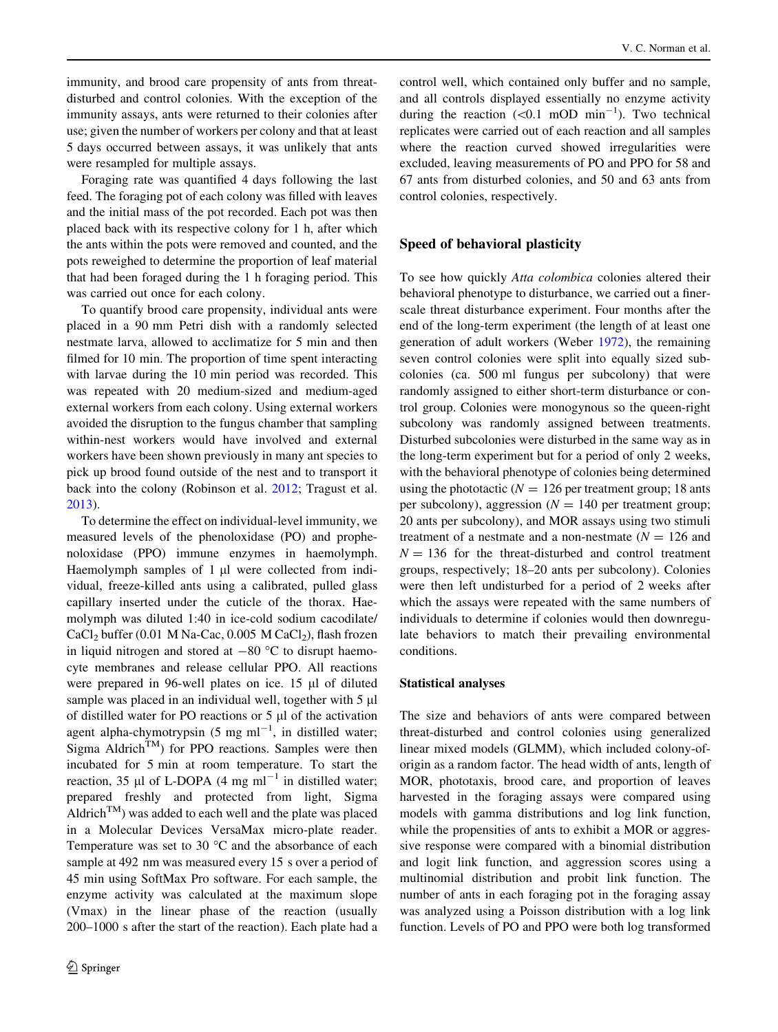immunity, and brood care propensity of ants from threat-disturbed and control colonies. With the exception of the immunity assays, ants were returned to their colonies after use; given the number of workers per colony and that at least 5 days occurred between assays, it was unlikely that ants were resampled for multiple assays.

Foraging rate was quantified 4 days following the last feed. The foraging pot of each colony was filled with leaves and the initial mass of the pot recorded. Each pot was then placed back with its respective colony for 1 h, after which the ants within the pots were removed and counted, and the pots reweighed to determine the proportion of leaf material that had been foraged during the 1 h foraging period. This was carried out once for each colony.

To quantify brood care propensity, individual ants were placed in a 90 mm Petri dish with a randomly selected nestmate larva, allowed to acclimatize for 5 min and then filmed for 10 min. The proportion of time spent interacting with larvae during the 10 min period was recorded. This was repeated with 20 medium-sized and medium-aged external workers from each colony. Using external workers avoided the disruption to the fungus chamber that sampling within-nest workers would have involved and external workers have been shown previously in many ant species to pick up brood found outside of the nest and to transport it back into the colony (Robinson et al. 2012; Tragust et al. 2013).

To determine the effect on individual-level immunity, we measured levels of the phenoloxidase (PO) and prophenoloxidase (PPO) immune enzymes in haemolymph. Haemolymph samples of 1 µl were collected from individual, freeze-killed ants using a calibrated, pulled glass capillary inserted under the cuticle of the thorax. Haemolymph was diluted 1:40 in ice-cold sodium cacodilate/$CaCl_2$ buffer (0.01 M Na-Cac, 0.005 M $CaCl_2$), flash frozen in liquid nitrogen and stored at −80 °C to disrupt haemocyte membranes and release cellular PPO. All reactions were prepared in 96-well plates on ice. 15 µl of diluted sample was placed in an individual well, together with 5 µl of distilled water for PO reactions or 5 µl of the activation agent alpha-chymotrypsin (5 mg $ml^{-1}$, in distilled water; Sigma Aldrich™) for PPO reactions. Samples were then incubated for 5 min at room temperature. To start the reaction, 35 µl of L-DOPA (4 mg $ml^{-1}$ in distilled water; prepared freshly and protected from light, Sigma Aldrich™) was added to each well and the plate was placed in a Molecular Devices VersaMax micro-plate reader. Temperature was set to 30 °C and the absorbance of each sample at 492 nm was measured every 15 s over a period of 45 min using SoftMax Pro software. For each sample, the enzyme activity was calculated at the maximum slope (Vmax) in the linear phase of the reaction (usually 200–1000 s after the start of the reaction). Each plate had a control well, which contained only buffer and no sample, and all controls displayed essentially no enzyme activity during the reaction (<0.1 mOD $min^{-1}$). Two technical replicates were carried out of each reaction and all samples where the reaction curved showed irregularities were excluded, leaving measurements of PO and PPO for 58 and 67 ants from disturbed colonies, and 50 and 63 ants from control colonies, respectively.

## Speed of behavioral plasticity

To see how quickly *Atta colombica* colonies altered their behavioral phenotype to disturbance, we carried out a finer-scale threat disturbance experiment. Four months after the end of the long-term experiment (the length of at least one generation of adult workers (Weber 1972), the remaining seven control colonies were split into equally sized subcolonies (ca. 500 ml fungus per subcolony) that were randomly assigned to either short-term disturbance or control group. Colonies were monogynous so the queen-right subcolony was randomly assigned between treatments. Disturbed subcolonies were disturbed in the same way as in the long-term experiment but for a period of only 2 weeks, with the behavioral phenotype of colonies being determined using the phototactic ($N = 126$ per treatment group; 18 ants per subcolony), aggression ($N = 140$ per treatment group; 20 ants per subcolony), and MOR assays using two stimuli treatment of a nestmate and a non-nestmate ($N = 126$ and $N = 136$ for the threat-disturbed and control treatment groups, respectively; 18–20 ants per subcolony). Colonies were then left undisturbed for a period of 2 weeks after which the assays were repeated with the same numbers of individuals to determine if colonies would then downregulate behaviors to match their prevailing environmental conditions.

### Statistical analyses

The size and behaviors of ants were compared between threat-disturbed and control colonies using generalized linear mixed models (GLMM), which included colony-of-origin as a random factor. The head width of ants, length of MOR, phototaxis, brood care, and proportion of leaves harvested in the foraging assays were compared using models with gamma distributions and log link function, while the propensities of ants to exhibit a MOR or aggressive response were compared with a binomial distribution and logit link function, and aggression scores using a multinomial distribution and probit link function. The number of ants in each foraging pot in the foraging assay was analyzed using a Poisson distribution with a log link function. Levels of PO and PPO were both log transformed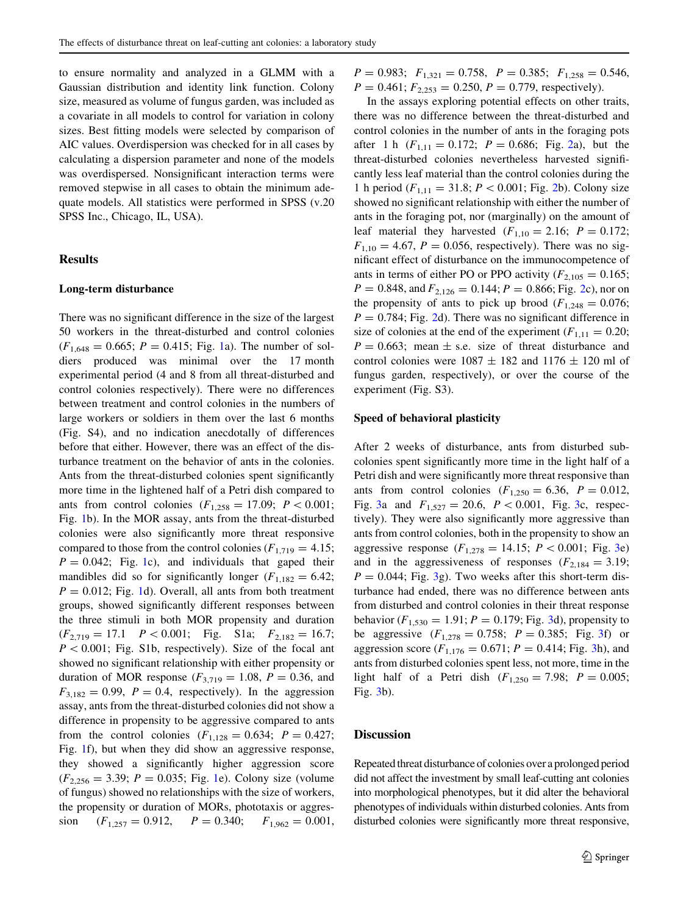to ensure normality and analyzed in a GLMM with a Gaussian distribution and identity link function. Colony size, measured as volume of fungus garden, was included as a covariate in all models to control for variation in colony sizes. Best fitting models were selected by comparison of AIC values. Overdispersion was checked for in all cases by calculating a dispersion parameter and none of the models was overdispersed. Nonsignificant interaction terms were removed stepwise in all cases to obtain the minimum adequate models. All statistics were performed in SPSS (v.20 SPSS Inc., Chicago, IL, USA).

## Results

### Long-term disturbance

There was no significant difference in the size of the largest 50 workers in the threat-disturbed and control colonies ($F_{1,648} = 0.665$; $P = 0.415$; Fig. 1a). The number of soldiers produced was minimal over the 17 month experimental period (4 and 8 from all threat-disturbed and control colonies respectively). There were no differences between treatment and control colonies in the numbers of large workers or soldiers in them over the last 6 months (Fig. S4), and no indication anecdotally of differences before that either. However, there was an effect of the disturbance treatment on the behavior of ants in the colonies. Ants from the threat-disturbed colonies spent significantly more time in the lightened half of a Petri dish compared to ants from control colonies ($F_{1,258} = 17.09$; $P < 0.001$; Fig. 1b). In the MOR assay, ants from the threat-disturbed colonies were also significantly more threat responsive compared to those from the control colonies ($F_{1,719} = 4.15$; $P = 0.042$; Fig. 1c), and individuals that gaped their mandibles did so for significantly longer ($F_{1,182} = 6.42$; $P = 0.012$; Fig. 1d). Overall, all ants from both treatment groups, showed significantly different responses between the three stimuli in both MOR propensity and duration ($F_{2,719} = 17.1$ $P < 0.001$; Fig. S1a; $F_{2,182} = 16.7$; $P < 0.001$; Fig. S1b, respectively). Size of the focal ant showed no significant relationship with either propensity or duration of MOR response ($F_{3,719} = 1.08$, $P = 0.36$, and $F_{3,182} = 0.99$, $P = 0.4$, respectively). In the aggression assay, ants from the threat-disturbed colonies did not show a difference in propensity to be aggressive compared to ants from the control colonies ($F_{1,128} = 0.634$; $P = 0.427$; Fig. 1f), but when they did show an aggressive response, they showed a significantly higher aggression score ($F_{2,256} = 3.39$; $P = 0.035$; Fig. 1e). Colony size (volume of fungus) showed no relationships with the size of workers, the propensity or duration of MORs, phototaxis or aggression ($F_{1,257} = 0.912$, $P = 0.340$; $F_{1,962} = 0.001$, $P = 0.983$; $F_{1,321} = 0.758$, $P = 0.385$; $F_{1,258} = 0.546$, $P = 0.461$; $F_{2,253} = 0.250$, $P = 0.779$, respectively).

In the assays exploring potential effects on other traits, there was no difference between the threat-disturbed and control colonies in the number of ants in the foraging pots after 1 h ($F_{1,11} = 0.172$; $P = 0.686$; Fig. 2a), but the threat-disturbed colonies nevertheless harvested significantly less leaf material than the control colonies during the 1 h period ($F_{1,11} = 31.8$; $P < 0.001$; Fig. 2b). Colony size showed no significant relationship with either the number of ants in the foraging pot, nor (marginally) on the amount of leaf material they harvested ($F_{1,10} = 2.16$; $P = 0.172$; $F_{1,10} = 4.67$, $P = 0.056$, respectively). There was no significant effect of disturbance on the immunocompetence of ants in terms of either PO or PPO activity ($F_{2,105} = 0.165$; $P = 0.848$, and $F_{2,126} = 0.144$; $P = 0.866$; Fig. 2c), nor on the propensity of ants to pick up brood ($F_{1,248} = 0.076$; $P = 0.784$; Fig. 2d). There was no significant difference in size of colonies at the end of the experiment ($F_{1,11} = 0.20$; $P = 0.663$; mean ± s.e. size of threat disturbance and control colonies were 1087 ± 182 and 1176 ± 120 ml of fungus garden, respectively), or over the course of the experiment (Fig. S3).

### Speed of behavioral plasticity

After 2 weeks of disturbance, ants from disturbed subcolonies spent significantly more time in the light half of a Petri dish and were significantly more threat responsive than ants from control colonies ($F_{1,250} = 6.36$, $P = 0.012$, Fig. 3a and $F_{1,527} = 20.6$, $P < 0.001$, Fig. 3c, respectively). They were also significantly more aggressive than ants from control colonies, both in the propensity to show an aggressive response ($F_{1,278} = 14.15$; $P < 0.001$; Fig. 3e) and in the aggressiveness of responses ($F_{2,184} = 3.19$; $P = 0.044$; Fig. 3g). Two weeks after this short-term disturbance had ended, there was no difference between ants from disturbed and control colonies in their threat response behavior ($F_{1,530} = 1.91$; $P = 0.179$; Fig. 3d), propensity to be aggressive ($F_{1,278} = 0.758$; $P = 0.385$; Fig. 3f) or aggression score ($F_{1,176} = 0.671$; $P = 0.414$; Fig. 3h), and ants from disturbed colonies spent less, not more, time in the light half of a Petri dish ($F_{1,250} = 7.98$; $P = 0.005$; Fig. 3b).

## Discussion

Repeated threat disturbance of colonies over a prolonged period did not affect the investment by small leaf-cutting ant colonies into morphological phenotypes, but it did alter the behavioral phenotypes of individuals within disturbed colonies. Ants from disturbed colonies were significantly more threat responsive,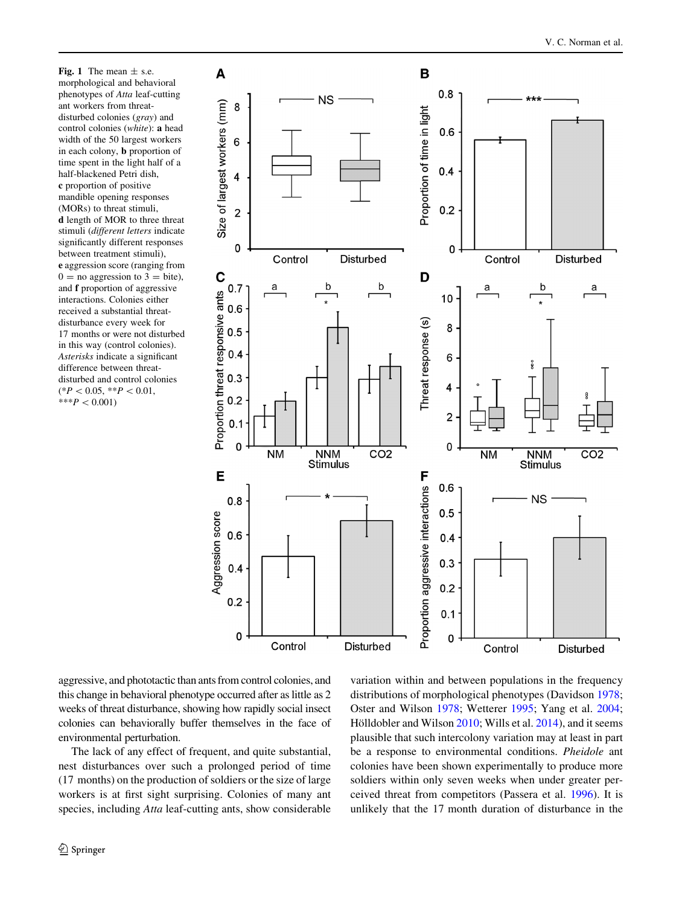**Fig. 1** The mean ± s.e. morphological and behavioral phenotypes of *Atta* leaf-cutting ant workers from threat-disturbed colonies (*gray*) and control colonies (*white*): **a** head width of the 50 largest workers in each colony, **b** proportion of time spent in the light half of a half-blackened Petri dish, **c** proportion of positive mandible opening responses (MORs) to threat stimuli, **d** length of MOR to three threat stimuli (*different letters* indicate significantly different responses between treatment stimuli), **e** aggression score (ranging from 0 = no aggression to 3 = bite), and **f** proportion of aggressive interactions. Colonies either received a substantial threat-disturbance every week for 17 months or were not disturbed in this way (control colonies). *Asterisks* indicate a significant difference between threat-disturbed and control colonies (*$P < 0.05$, **$P < 0.01$, ***$P < 0.001$)

aggressive, and phototactic than ants from control colonies, and this change in behavioral phenotype occurred after as little as 2 weeks of threat disturbance, showing how rapidly social insect colonies can behaviorally buffer themselves in the face of environmental perturbation.

The lack of any effect of frequent, and quite substantial, nest disturbances over such a prolonged period of time (17 months) on the production of soldiers or the size of large workers is at first sight surprising. Colonies of many ant species, including *Atta* leaf-cutting ants, show considerable variation within and between populations in the frequency distributions of morphological phenotypes (Davidson 1978; Oster and Wilson 1978; Wetterer 1995; Yang et al. 2004; Hölldobler and Wilson 2010; Wills et al. 2014), and it seems plausible that such intercolony variation may at least in part be a response to environmental conditions. *Pheidole* ant colonies have been shown experimentally to produce more soldiers within only seven weeks when under greater perceived threat from competitors (Passera et al. 1996). It is unlikely that the 17 month duration of disturbance in the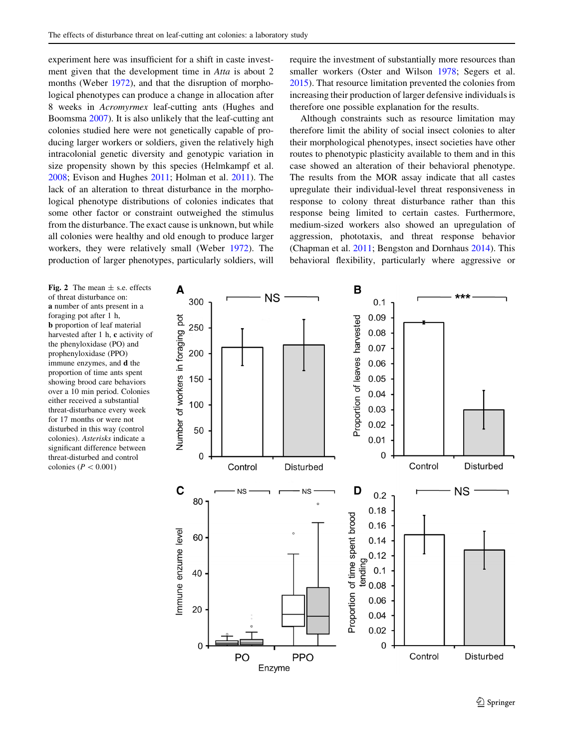experiment here was insufficient for a shift in caste investment given that the development time in *Atta* is about 2 months (Weber 1972), and that the disruption of morphological phenotypes can produce a change in allocation after 8 weeks in *Acromyrmex* leaf-cutting ants (Hughes and Boomsma 2007). It is also unlikely that the leaf-cutting ant colonies studied here were not genetically capable of producing larger workers or soldiers, given the relatively high intracolonial genetic diversity and genotypic variation in size propensity shown by this species (Helmkampf et al. 2008; Evison and Hughes 2011; Holman et al. 2011). The lack of an alteration to threat disturbance in the morphological phenotype distributions of colonies indicates that some other factor or constraint outweighed the stimulus from the disturbance. The exact cause is unknown, but while all colonies were healthy and old enough to produce larger workers, they were relatively small (Weber 1972). The production of larger phenotypes, particularly soldiers, will require the investment of substantially more resources than smaller workers (Oster and Wilson 1978; Segers et al. 2015). That resource limitation prevented the colonies from increasing their production of larger defensive individuals is therefore one possible explanation for the results.

Although constraints such as resource limitation may therefore limit the ability of social insect colonies to alter their morphological phenotypes, insect societies have other routes to phenotypic plasticity available to them and in this case showed an alteration of their behavioral phenotype. The results from the MOR assay indicate that all castes upregulate their individual-level threat responsiveness in response to colony threat disturbance rather than this response being limited to certain castes. Furthermore, medium-sized workers also showed an upregulation of aggression, phototaxis, and threat response behavior (Chapman et al. 2011; Bengston and Dornhaus 2014). This behavioral flexibility, particularly where aggressive or

**Fig. 2** The mean ± s.e. effects of threat disturbance on: **a** number of ants present in a foraging pot after 1 h, **b** proportion of leaf material harvested after 1 h, **c** activity of the phenyloxidase (PO) and prophenyloxidase (PPO) immune enzymes, and **d** the proportion of time ants spent showing brood care behaviors over a 10 min period. Colonies either received a substantial threat-disturbance every week for 17 months or were not disturbed in this way (control colonies). *Asterisks* indicate a significant difference between threat-disturbed and control colonies ($P < 0.001$)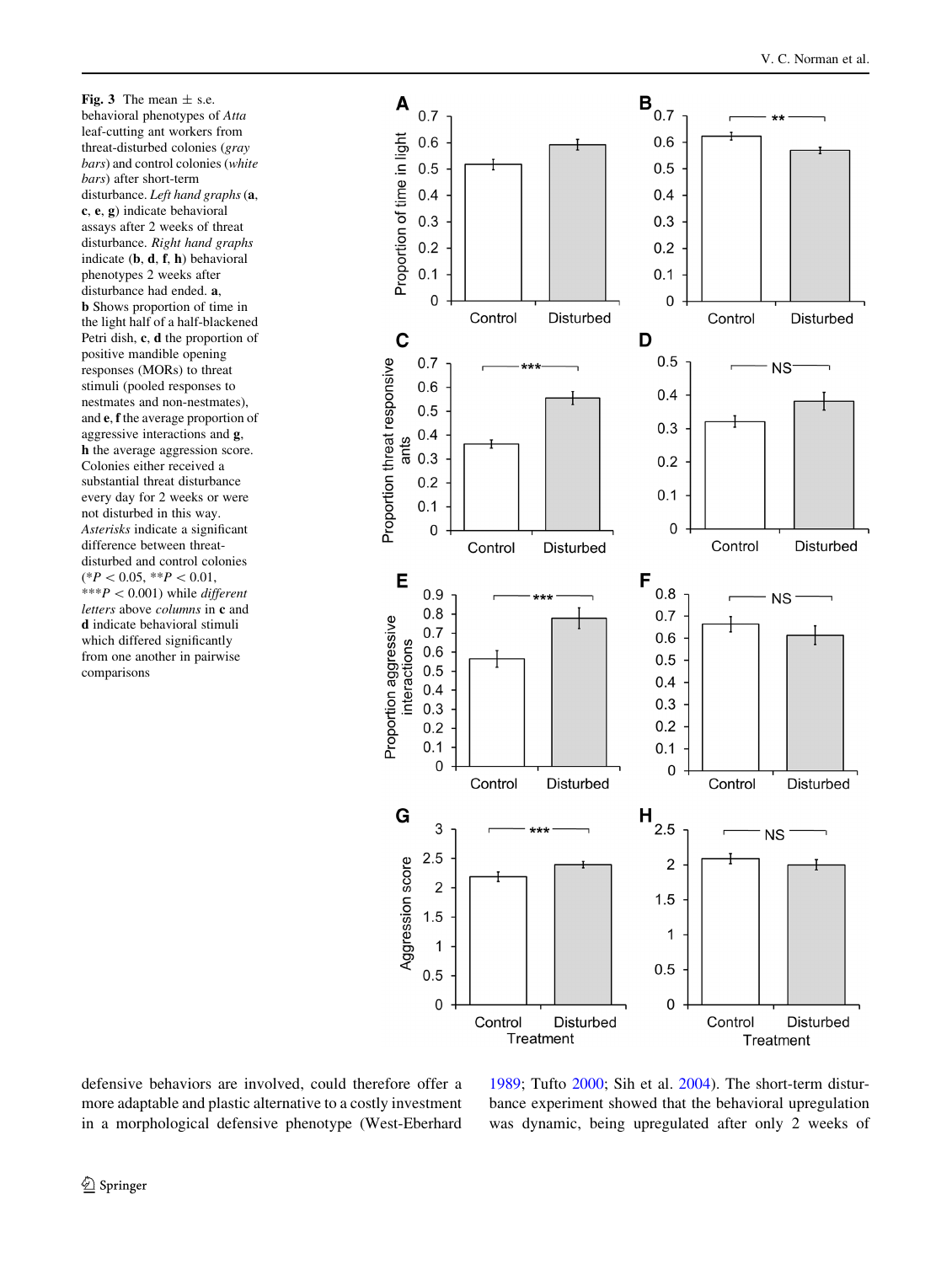**Fig. 3** The mean ± s.e. behavioral phenotypes of *Atta* leaf-cutting ant workers from threat-disturbed colonies (*gray bars*) and control colonies (*white bars*) after short-term disturbance. *Left hand graphs* (**a**, **c**, **e**, **g**) indicate behavioral assays after 2 weeks of threat disturbance. *Right hand graphs* indicate (**b**, **d**, **f**, **h**) behavioral phenotypes 2 weeks after disturbance had ended. **a**, **b** Shows proportion of time in the light half of a half-blackened Petri dish, **c**, **d** the proportion of positive mandible opening responses (MORs) to threat stimuli (pooled responses to nestmates and non-nestmates), and **e**, **f** the average proportion of aggressive interactions and **g**, **h** the average aggression score. Colonies either received a substantial threat disturbance every day for 2 weeks or were not disturbed in this way. *Asterisks* indicate a significant difference between threat-disturbed and control colonies (\*$P < 0.05$, \*\*$P < 0.01$, \*\*\*$P < 0.001$) while *different letters* above *columns* in **c** and **d** indicate behavioral stimuli which differed significantly from one another in pairwise comparisons

defensive behaviors are involved, could therefore offer a more adaptable and plastic alternative to a costly investment in a morphological defensive phenotype (West-Eberhard 1989; Tufto 2000; Sih et al. 2004). The short-term disturbance experiment showed that the behavioral upregulation was dynamic, being upregulated after only 2 weeks of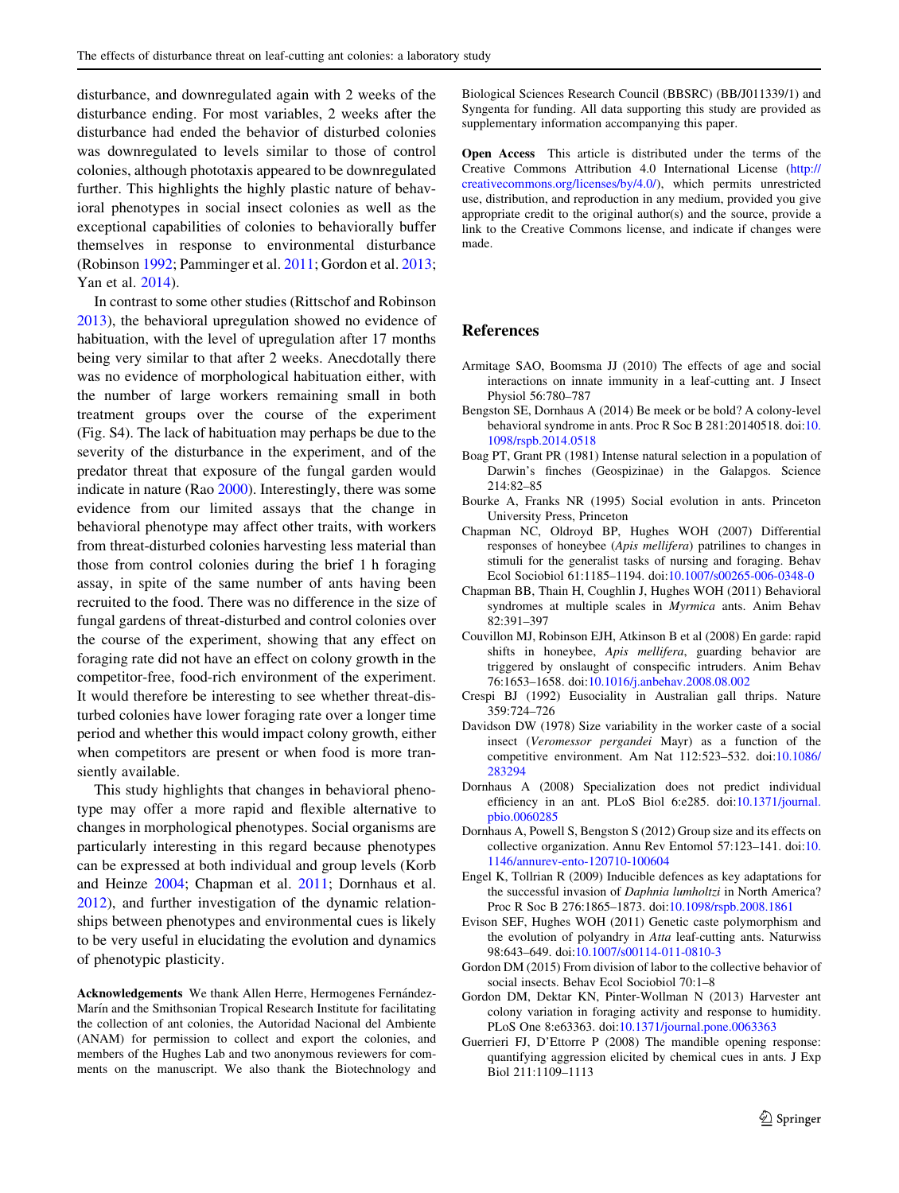disturbance, and downregulated again with 2 weeks of the disturbance ending. For most variables, 2 weeks after the disturbance had ended the behavior of disturbed colonies was downregulated to levels similar to those of control colonies, although phototaxis appeared to be downregulated further. This highlights the highly plastic nature of behavioral phenotypes in social insect colonies as well as the exceptional capabilities of colonies to behaviorally buffer themselves in response to environmental disturbance (Robinson 1992; Pamminger et al. 2011; Gordon et al. 2013; Yan et al. 2014).

In contrast to some other studies (Rittschof and Robinson 2013), the behavioral upregulation showed no evidence of habituation, with the level of upregulation after 17 months being very similar to that after 2 weeks. Anecdotally there was no evidence of morphological habituation either, with the number of large workers remaining small in both treatment groups over the course of the experiment (Fig. S4). The lack of habituation may perhaps be due to the severity of the disturbance in the experiment, and of the predator threat that exposure of the fungal garden would indicate in nature (Rao 2000). Interestingly, there was some evidence from our limited assays that the change in behavioral phenotype may affect other traits, with workers from threat-disturbed colonies harvesting less material than those from control colonies during the brief 1 h foraging assay, in spite of the same number of ants having been recruited to the food. There was no difference in the size of fungal gardens of threat-disturbed and control colonies over the course of the experiment, showing that any effect on foraging rate did not have an effect on colony growth in the competitor-free, food-rich environment of the experiment. It would therefore be interesting to see whether threat-disturbed colonies have lower foraging rate over a longer time period and whether this would impact colony growth, either when competitors are present or when food is more transiently available.

This study highlights that changes in behavioral phenotype may offer a more rapid and flexible alternative to changes in morphological phenotypes. Social organisms are particularly interesting in this regard because phenotypes can be expressed at both individual and group levels (Korb and Heinze 2004; Chapman et al. 2011; Dornhaus et al. 2012), and further investigation of the dynamic relationships between phenotypes and environmental cues is likely to be very useful in elucidating the evolution and dynamics of phenotypic plasticity.

**Acknowledgements** We thank Allen Herre, Hermogenes Fernández-Marín and the Smithsonian Tropical Research Institute for facilitating the collection of ant colonies, the Autoridad Nacional del Ambiente (ANAM) for permission to collect and export the colonies, and members of the Hughes Lab and two anonymous reviewers for comments on the manuscript. We also thank the Biotechnology and Biological Sciences Research Council (BBSRC) (BB/J011339/1) and Syngenta for funding. All data supporting this study are provided as supplementary information accompanying this paper.

**Open Access** This article is distributed under the terms of the Creative Commons Attribution 4.0 International License (http://creativecommons.org/licenses/by/4.0/), which permits unrestricted use, distribution, and reproduction in any medium, provided you give appropriate credit to the original author(s) and the source, provide a link to the Creative Commons license, and indicate if changes were made.

## References

Armitage SAO, Boomsma JJ (2010) The effects of age and social interactions on innate immunity in a leaf-cutting ant. J Insect Physiol 56:780–787

Bengston SE, Dornhaus A (2014) Be meek or be bold? A colony-level behavioral syndrome in ants. Proc R Soc B 281:20140518. doi:10.1098/rspb.2014.0518

Boag PT, Grant PR (1981) Intense natural selection in a population of Darwin's finches (Geospizinae) in the Galapgos. Science 214:82–85

Bourke A, Franks NR (1995) Social evolution in ants. Princeton University Press, Princeton

Chapman NC, Oldroyd BP, Hughes WOH (2007) Differential responses of honeybee (*Apis mellifera*) patrilines to changes in stimuli for the generalist tasks of nursing and foraging. Behav Ecol Sociobiol 61:1185–1194. doi:10.1007/s00265-006-0348-0

Chapman BB, Thain H, Coughlin J, Hughes WOH (2011) Behavioral syndromes at multiple scales in *Myrmica* ants. Anim Behav 82:391–397

Couvillon MJ, Robinson EJH, Atkinson B et al (2008) En garde: rapid shifts in honeybee, *Apis mellifera*, guarding behavior are triggered by onslaught of conspecific intruders. Anim Behav 76:1653–1658. doi:10.1016/j.anbehav.2008.08.002

Crespi BJ (1992) Eusociality in Australian gall thrips. Nature 359:724–726

Davidson DW (1978) Size variability in the worker caste of a social insect (*Veromessor pergandei* Mayr) as a function of the competitive environment. Am Nat 112:523–532. doi:10.1086/283294

Dornhaus A (2008) Specialization does not predict individual efficiency in an ant. PLoS Biol 6:e285. doi:10.1371/journal.pbio.0060285

Dornhaus A, Powell S, Bengston S (2012) Group size and its effects on collective organization. Annu Rev Entomol 57:123–141. doi:10.1146/annurev-ento-120710-100604

Engel K, Tollrian R (2009) Inducible defences as key adaptations for the successful invasion of *Daphnia lumholtzi* in North America? Proc R Soc B 276:1865–1873. doi:10.1098/rspb.2008.1861

Evison SEF, Hughes WOH (2011) Genetic caste polymorphism and the evolution of polyandry in *Atta* leaf-cutting ants. Naturwiss 98:643–649. doi:10.1007/s00114-011-0810-3

Gordon DM (2015) From division of labor to the collective behavior of social insects. Behav Ecol Sociobiol 70:1–8

Gordon DM, Dektar KN, Pinter-Wollman N (2013) Harvester ant colony variation in foraging activity and response to humidity. PLoS One 8:e63363. doi:10.1371/journal.pone.0063363

Guerrieri FJ, D'Ettorre P (2008) The mandible opening response: quantifying aggression elicited by chemical cues in ants. J Exp Biol 211:1109–1113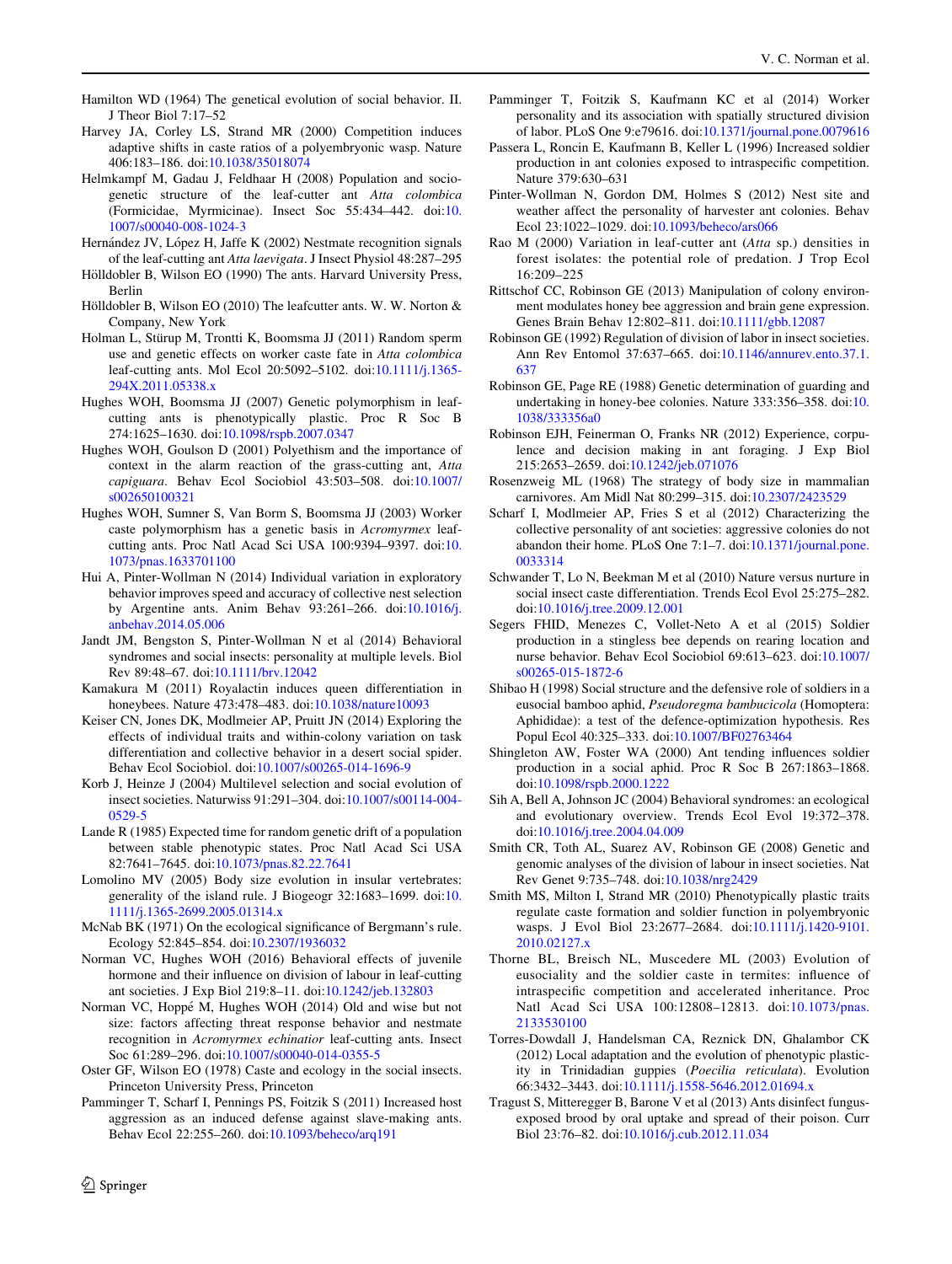Hamilton WD (1964) The genetical evolution of social behavior. II. J Theor Biol 7:17–52

Harvey JA, Corley LS, Strand MR (2000) Competition induces adaptive shifts in caste ratios of a polyembryonic wasp. Nature 406:183–186. doi:10.1038/35018074

Helmkampf M, Gadau J, Feldhaar H (2008) Population and sociogenetic structure of the leaf-cutter ant *Atta colombica* (Formicidae, Myrmicinae). Insect Soc 55:434–442. doi:10.1007/s00040-008-1024-3

Hernández JV, López H, Jaffe K (2002) Nestmate recognition signals of the leaf-cutting ant *Atta laevigata*. J Insect Physiol 48:287–295

Hölldobler B, Wilson EO (1990) The ants. Harvard University Press, Berlin

Hölldobler B, Wilson EO (2010) The leafcutter ants. W. W. Norton & Company, New York

Holman L, Stürup M, Trontti K, Boomsma JJ (2011) Random sperm use and genetic effects on worker caste fate in *Atta colombica* leaf-cutting ants. Mol Ecol 20:5092–5102. doi:10.1111/j.1365-294X.2011.05338.x

Hughes WOH, Boomsma JJ (2007) Genetic polymorphism in leaf-cutting ants is phenotypically plastic. Proc R Soc B 274:1625–1630. doi:10.1098/rspb.2007.0347

Hughes WOH, Goulson D (2001) Polyethism and the importance of context in the alarm reaction of the grass-cutting ant, *Atta capiguara*. Behav Ecol Sociobiol 43:503–508. doi:10.1007/s002650100321

Hughes WOH, Sumner S, Van Borm S, Boomsma JJ (2003) Worker caste polymorphism has a genetic basis in *Acromyrmex* leaf-cutting ants. Proc Natl Acad Sci USA 100:9394–9397. doi:10.1073/pnas.1633701100

Hui A, Pinter-Wollman N (2014) Individual variation in exploratory behavior improves speed and accuracy of collective nest selection by Argentine ants. Anim Behav 93:261–266. doi:10.1016/j.anbehav.2014.05.006

Jandt JM, Bengston S, Pinter-Wollman N et al (2014) Behavioral syndromes and social insects: personality at multiple levels. Biol Rev 89:48–67. doi:10.1111/brv.12042

Kamakura M (2011) Royalactin induces queen differentiation in honeybees. Nature 473:478–483. doi:10.1038/nature10093

Keiser CN, Jones DK, Modlmeier AP, Pruitt JN (2014) Exploring the effects of individual traits and within-colony variation on task differentiation and collective behavior in a desert social spider. Behav Ecol Sociobiol. doi:10.1007/s00265-014-1696-9

Korb J, Heinze J (2004) Multilevel selection and social evolution of insect societies. Naturwiss 91:291–304. doi:10.1007/s00114-004-0529-5

Lande R (1985) Expected time for random genetic drift of a population between stable phenotypic states. Proc Natl Acad Sci USA 82:7641–7645. doi:10.1073/pnas.82.22.7641

Lomolino MV (2005) Body size evolution in insular vertebrates: generality of the island rule. J Biogeogr 32:1683–1699. doi:10.1111/j.1365-2699.2005.01314.x

McNab BK (1971) On the ecological significance of Bergmann's rule. Ecology 52:845–854. doi:10.2307/1936032

Norman VC, Hughes WOH (2016) Behavioral effects of juvenile hormone and their influence on division of labour in leaf-cutting ant societies. J Exp Biol 219:8–11. doi:10.1242/jeb.132803

Norman VC, Hoppé M, Hughes WOH (2014) Old and wise but not size: factors affecting threat response behavior and nestmate recognition in *Acromyrmex echinatior* leaf-cutting ants. Insect Soc 61:289–296. doi:10.1007/s00040-014-0355-5

Oster GF, Wilson EO (1978) Caste and ecology in the social insects. Princeton University Press, Princeton

Pamminger T, Scharf I, Pennings PS, Foitzik S (2011) Increased host aggression as an induced defense against slave-making ants. Behav Ecol 22:255–260. doi:10.1093/beheco/arq191

Pamminger T, Foitzik S, Kaufmann KC et al (2014) Worker personality and its association with spatially structured division of labor. PLoS One 9:e79616. doi:10.1371/journal.pone.0079616

Passera L, Roncin E, Kaufmann B, Keller L (1996) Increased soldier production in ant colonies exposed to intraspecific competition. Nature 379:630–631

Pinter-Wollman N, Gordon DM, Holmes S (2012) Nest site and weather affect the personality of harvester ant colonies. Behav Ecol 23:1022–1029. doi:10.1093/beheco/ars066

Rao M (2000) Variation in leaf-cutter ant (*Atta* sp.) densities in forest isolates: the potential role of predation. J Trop Ecol 16:209–225

Rittschof CC, Robinson GE (2013) Manipulation of colony environment modulates honey bee aggression and brain gene expression. Genes Brain Behav 12:802–811. doi:10.1111/gbb.12087

Robinson GE (1992) Regulation of division of labor in insect societies. Ann Rev Entomol 37:637–665. doi:10.1146/annurev.ento.37.1.637

Robinson GE, Page RE (1988) Genetic determination of guarding and undertaking in honey-bee colonies. Nature 333:356–358. doi:10.1038/333356a0

Robinson EJH, Feinerman O, Franks NR (2012) Experience, corpulence and decision making in ant foraging. J Exp Biol 215:2653–2659. doi:10.1242/jeb.071076

Rosenzweig ML (1968) The strategy of body size in mammalian carnivores. Am Midl Nat 80:299–315. doi:10.2307/2423529

Scharf I, Modlmeier AP, Fries S et al (2012) Characterizing the collective personality of ant societies: aggressive colonies do not abandon their home. PLoS One 7:1–7. doi:10.1371/journal.pone.0033314

Schwander T, Lo N, Beekman M et al (2010) Nature versus nurture in social insect caste differentiation. Trends Ecol Evol 25:275–282. doi:10.1016/j.tree.2009.12.001

Segers FHID, Menezes C, Vollet-Neto A et al (2015) Soldier production in a stingless bee depends on rearing location and nurse behavior. Behav Ecol Sociobiol 69:613–623. doi:10.1007/s00265-015-1872-6

Shibao H (1998) Social structure and the defensive role of soldiers in a eusocial bamboo aphid, *Pseudoregma bambucicola* (Homoptera: Aphididae): a test of the defence-optimization hypothesis. Res Popul Ecol 40:325–333. doi:10.1007/BF02763464

Shingleton AW, Foster WA (2000) Ant tending influences soldier production in a social aphid. Proc R Soc B 267:1863–1868. doi:10.1098/rspb.2000.1222

Sih A, Bell A, Johnson JC (2004) Behavioral syndromes: an ecological and evolutionary overview. Trends Ecol Evol 19:372–378. doi:10.1016/j.tree.2004.04.009

Smith CR, Toth AL, Suarez AV, Robinson GE (2008) Genetic and genomic analyses of the division of labour in insect societies. Nat Rev Genet 9:735–748. doi:10.1038/nrg2429

Smith MS, Milton I, Strand MR (2010) Phenotypically plastic traits regulate caste formation and soldier function in polyembryonic wasps. J Evol Biol 23:2677–2684. doi:10.1111/j.1420-9101.2010.02127.x

Thorne BL, Breisch NL, Muscedere ML (2003) Evolution of eusociality and the soldier caste in termites: influence of intraspecific competition and accelerated inheritance. Proc Natl Acad Sci USA 100:12808–12813. doi:10.1073/pnas.2133530100

Torres-Dowdall J, Handelsman CA, Reznick DN, Ghalambor CK (2012) Local adaptation and the evolution of phenotypic plasticity in Trinidadian guppies (*Poecilia reticulata*). Evolution 66:3432–3443. doi:10.1111/j.1558-5646.2012.01694.x

Tragust S, Mitteregger B, Barone V et al (2013) Ants disinfect fungus-exposed brood by oral uptake and spread of their poison. Curr Biol 23:76–82. doi:10.1016/j.cub.2012.11.034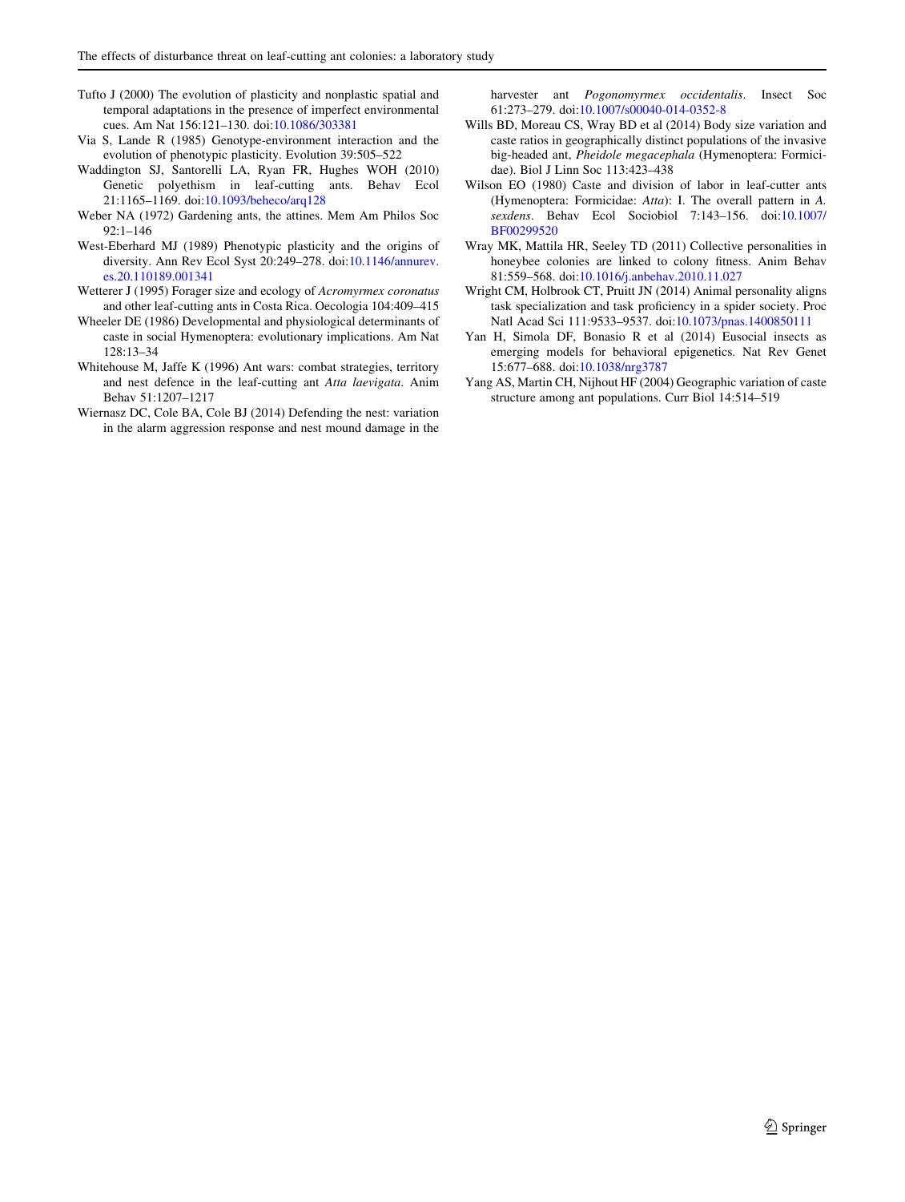Tufto J (2000) The evolution of plasticity and nonplastic spatial and temporal adaptations in the presence of imperfect environmental cues. Am Nat 156:121–130. doi:10.1086/303381

Via S, Lande R (1985) Genotype-environment interaction and the evolution of phenotypic plasticity. Evolution 39:505–522

Waddington SJ, Santorelli LA, Ryan FR, Hughes WOH (2010) Genetic polyethism in leaf-cutting ants. Behav Ecol 21:1165–1169. doi:10.1093/beheco/arq128

Weber NA (1972) Gardening ants, the attines. Mem Am Philos Soc 92:1–146

West-Eberhard MJ (1989) Phenotypic plasticity and the origins of diversity. Ann Rev Ecol Syst 20:249–278. doi:10.1146/annurev.es.20.110189.001341

Wetterer J (1995) Forager size and ecology of *Acromyrmex coronatus* and other leaf-cutting ants in Costa Rica. Oecologia 104:409–415

Wheeler DE (1986) Developmental and physiological determinants of caste in social Hymenoptera: evolutionary implications. Am Nat 128:13–34

Whitehouse M, Jaffe K (1996) Ant wars: combat strategies, territory and nest defence in the leaf-cutting ant *Atta laevigata*. Anim Behav 51:1207–1217

Wiernasz DC, Cole BA, Cole BJ (2014) Defending the nest: variation in the alarm aggression response and nest mound damage in the harvester ant *Pogonomyrmex occidentalis*. Insect Soc 61:273–279. doi:10.1007/s00040-014-0352-8

Wills BD, Moreau CS, Wray BD et al (2014) Body size variation and caste ratios in geographically distinct populations of the invasive big-headed ant, *Pheidole megacephala* (Hymenoptera: Formicidae). Biol J Linn Soc 113:423–438

Wilson EO (1980) Caste and division of labor in leaf-cutter ants (Hymenoptera: Formicidae: *Atta*): I. The overall pattern in *A. sexdens*. Behav Ecol Sociobiol 7:143–156. doi:10.1007/BF00299520

Wray MK, Mattila HR, Seeley TD (2011) Collective personalities in honeybee colonies are linked to colony fitness. Anim Behav 81:559–568. doi:10.1016/j.anbehav.2010.11.027

Wright CM, Holbrook CT, Pruitt JN (2014) Animal personality aligns task specialization and task proficiency in a spider society. Proc Natl Acad Sci 111:9533–9537. doi:10.1073/pnas.1400850111

Yan H, Simola DF, Bonasio R et al (2014) Eusocial insects as emerging models for behavioral epigenetics. Nat Rev Genet 15:677–688. doi:10.1038/nrg3787

Yang AS, Martin CH, Nijhout HF (2004) Geographic variation of caste structure among ant populations. Curr Biol 14:514–519